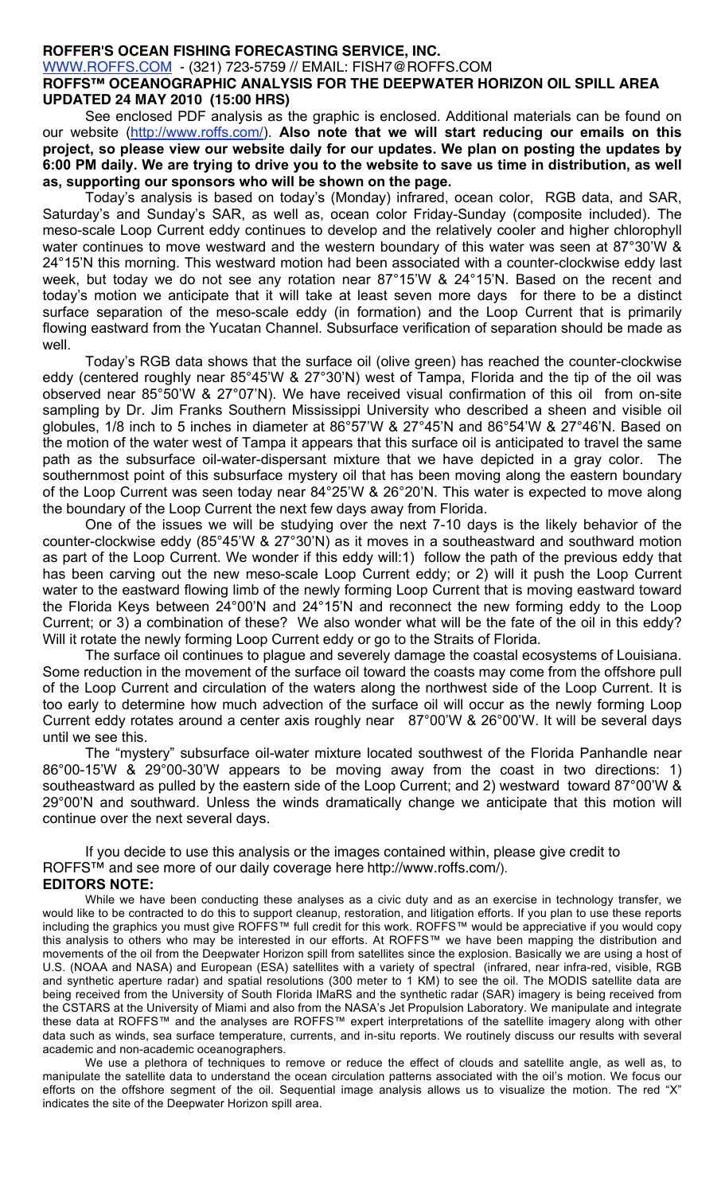**ROFFER'S OCEAN FISHING FORECASTING SERVICE, INC.**

WWW.ROFFS.COM - (321) 723-5759 // EMAIL: FISH7@ROFFS.COM

**ROFFS™ OCEANOGRAPHIC ANALYSIS FOR THE DEEPWATER HORIZON OIL SPILL AREA UPDATED 24 MAY 2010 (15:00 HRS)**

See enclosed PDF analysis as the graphic is enclosed. Additional materials can be found on our website (http://www.roffs.com/). **Also note that we will start reducing our emails on this project, so please view our website daily for our updates. We plan on posting the updates by 6:00 PM daily. We are trying to drive you to the website to save us time in distribution, as well as, supporting our sponsors who will be shown on the page.**

Today's analysis is based on today's (Monday) infrared, ocean color, RGB data, and SAR, Saturday's and Sunday's SAR, as well as, ocean color Friday-Sunday (composite included). The meso-scale Loop Current eddy continues to develop and the relatively cooler and higher chlorophyll water continues to move westward and the western boundary of this water was seen at 87°30'W & 24°15'N this morning. This westward motion had been associated with a counter-clockwise eddy last week, but today we do not see any rotation near 87°15'W & 24°15'N. Based on the recent and today's motion we anticipate that it will take at least seven more days for there to be a distinct surface separation of the meso-scale eddy (in formation) and the Loop Current that is primarily flowing eastward from the Yucatan Channel. Subsurface verification of separation should be made as well.

Today's RGB data shows that the surface oil (olive green) has reached the counter-clockwise eddy (centered roughly near 85°45'W & 27°30'N) west of Tampa, Florida and the tip of the oil was observed near 85°50'W & 27°07'N). We have received visual confirmation of this oil from on-site sampling by Dr. Jim Franks Southern Mississippi University who described a sheen and visible oil globules, 1/8 inch to 5 inches in diameter at 86°57'W & 27°45'N and 86°54'W & 27°46'N. Based on the motion of the water west of Tampa it appears that this surface oil is anticipated to travel the same path as the subsurface oil-water-dispersant mixture that we have depicted in a gray color. The southernmost point of this subsurface mystery oil that has been moving along the eastern boundary of the Loop Current was seen today near 84°25'W & 26°20'N. This water is expected to move along the boundary of the Loop Current the next few days away from Florida.

One of the issues we will be studying over the next 7-10 days is the likely behavior of the counter-clockwise eddy (85°45'W & 27°30'N) as it moves in a southeastward and southward motion as part of the Loop Current. We wonder if this eddy will:1) follow the path of the previous eddy that has been carving out the new meso-scale Loop Current eddy; or 2) will it push the Loop Current water to the eastward flowing limb of the newly forming Loop Current that is moving eastward toward the Florida Keys between 24°00'N and 24°15'N and reconnect the new forming eddy to the Loop Current; or 3) a combination of these? We also wonder what will be the fate of the oil in this eddy? Will it rotate the newly forming Loop Current eddy or go to the Straits of Florida.

The surface oil continues to plague and severely damage the coastal ecosystems of Louisiana. Some reduction in the movement of the surface oil toward the coasts may come from the offshore pull of the Loop Current and circulation of the waters along the northwest side of the Loop Current. It is too early to determine how much advection of the surface oil will occur as the newly forming Loop Current eddy rotates around a center axis roughly near 87°00'W & 26°00'W. It will be several days until we see this.

The "mystery" subsurface oil-water mixture located southwest of the Florida Panhandle near 86°00-15'W & 29°00-30'W appears to be moving away from the coast in two directions: 1) southeastward as pulled by the eastern side of the Loop Current; and 2) westward toward 87°00'W & 29°00'N and southward. Unless the winds dramatically change we anticipate that this motion will continue over the next several days.

If you decide to use this analysis or the images contained within, please give credit to ROFFS™ and see more of our daily coverage here http://www.roffs.com/).

**EDITORS NOTE:**

While we have been conducting these analyses as a civic duty and as an exercise in technology transfer, we would like to be contracted to do this to support cleanup, restoration, and litigation efforts. If you plan to use these reports including the graphics you must give ROFFS™ full credit for this work. ROFFS™ would be appreciative if you would copy this analysis to others who may be interested in our efforts. At ROFFS™ we have been mapping the distribution and movements of the oil from the Deepwater Horizon spill from satellites since the explosion. Basically we are using a host of U.S. (NOAA and NASA) and European (ESA) satellites with a variety of spectral (infrared, near infra-red, visible, RGB and synthetic aperture radar) and spatial resolutions (300 meter to 1 KM) to see the oil. The MODIS satellite data are being received from the University of South Florida IMaRS and the synthetic radar (SAR) imagery is being received from the CSTARS at the University of Miami and also from the NASA's Jet Propulsion Laboratory. We manipulate and integrate these data at ROFFS™ and the analyses are ROFFS™ expert interpretations of the satellite imagery along with other data such as winds, sea surface temperature, currents, and in-situ reports. We routinely discuss our results with several academic and non-academic oceanographers.

We use a plethora of techniques to remove or reduce the effect of clouds and satellite angle, as well as, to manipulate the satellite data to understand the ocean circulation patterns associated with the oil's motion. We focus our efforts on the offshore segment of the oil. Sequential image analysis allows us to visualize the motion. The red "X" indicates the site of the Deepwater Horizon spill area.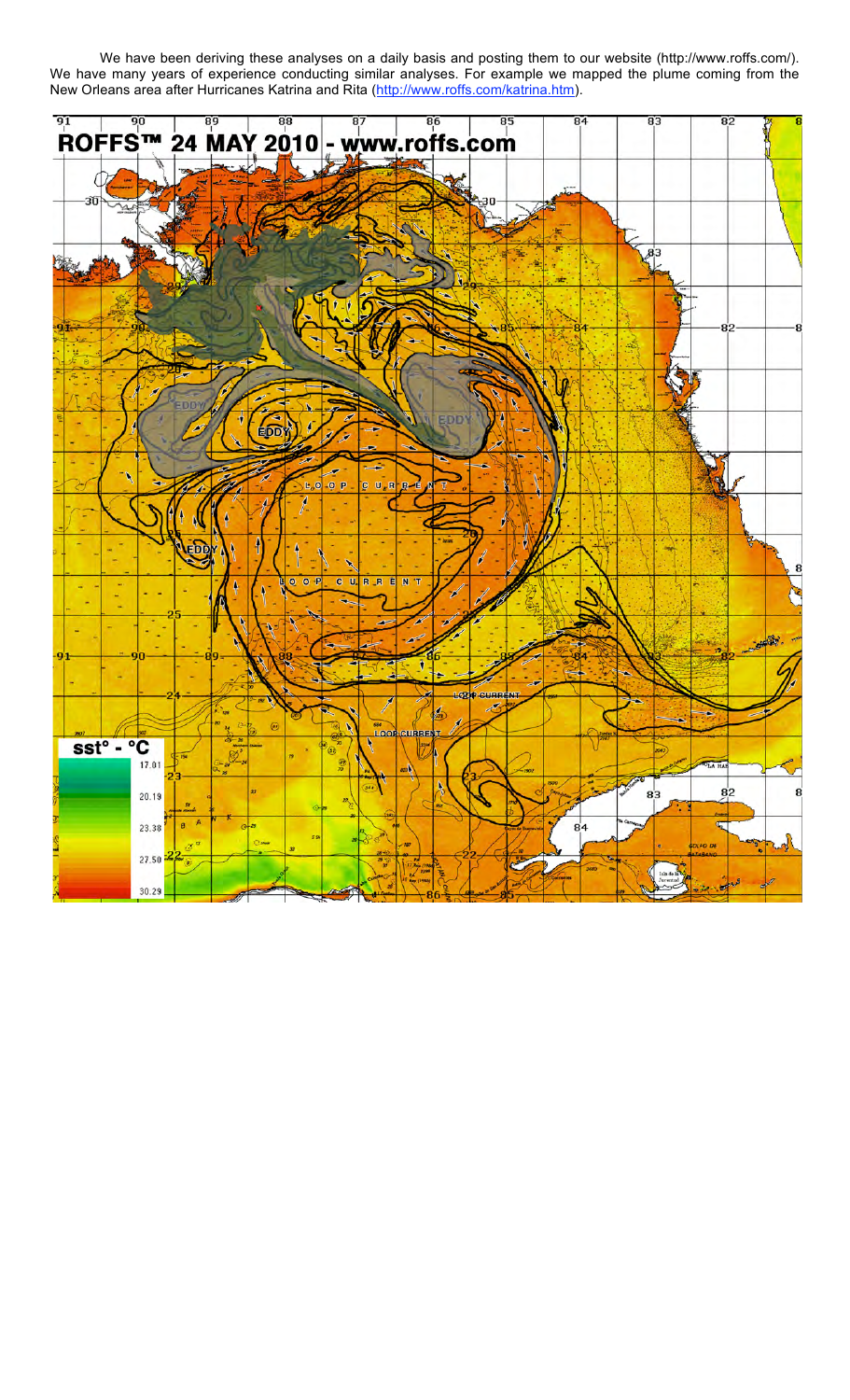We have been deriving these analyses on a daily basis and posting them to our website (http://www.roffs.com/). We have many years of experience conducting similar analyses. For example we mapped the plume coming from the New Orleans area after Hurricanes Katrina and Rita (http://www.roffs.com/katrina.htm).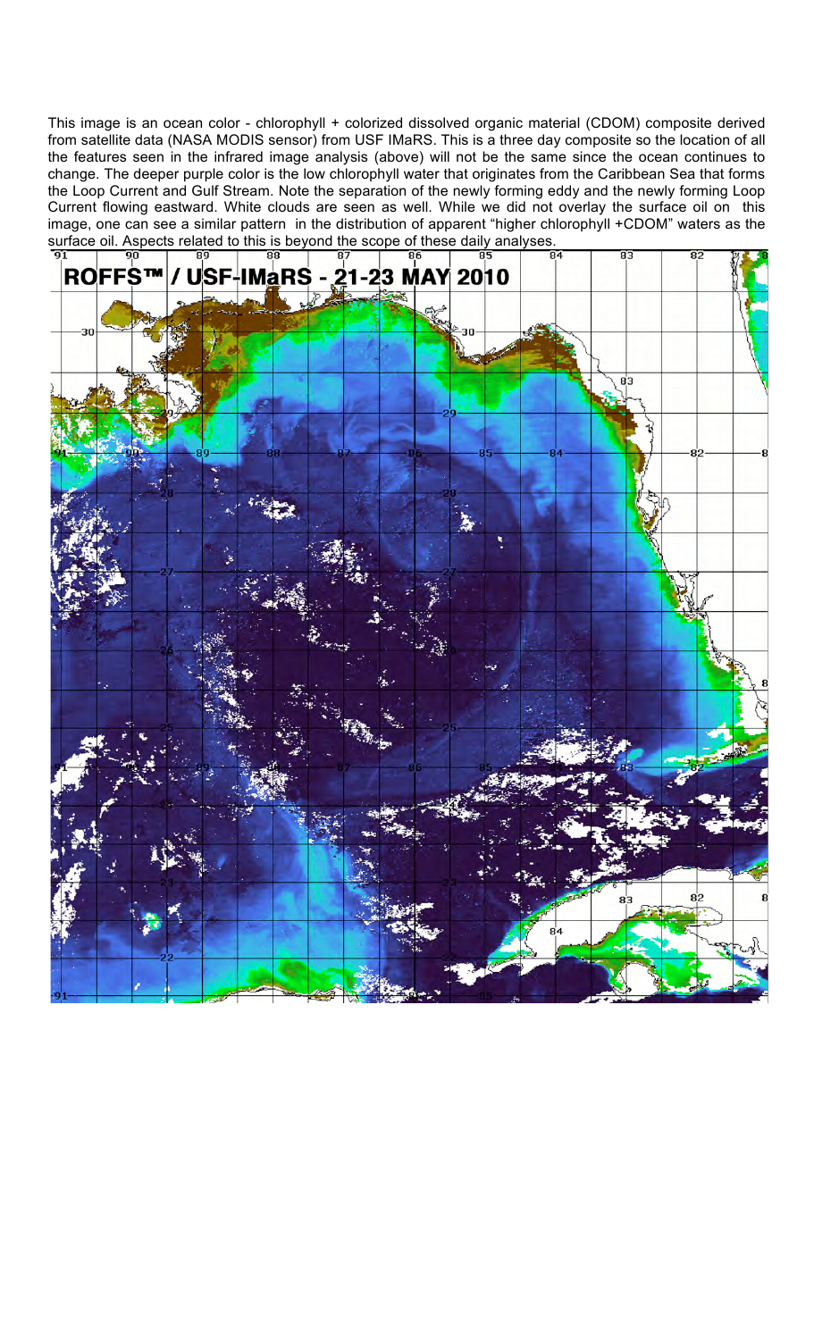This image is an ocean color - chlorophyll + colorized dissolved organic material (CDOM) composite derived from satellite data (NASA MODIS sensor) from USF IMaRS. This is a three day composite so the location of all the features seen in the infrared image analysis (above) will not be the same since the ocean continues to change. The deeper purple color is the low chlorophyll water that originates from the Caribbean Sea that forms the Loop Current and Gulf Stream. Note the separation of the newly forming eddy and the newly forming Loop Current flowing eastward. White clouds are seen as well. While we did not overlay the surface oil on this image, one can see a similar pattern in the distribution of apparent "higher chlorophyll +CDOM" waters as the surface oil. Aspects related to this is beyond the scope of these daily analyses.

ROFFS™ / USF-IMaRS - 21-23 MAY 2010